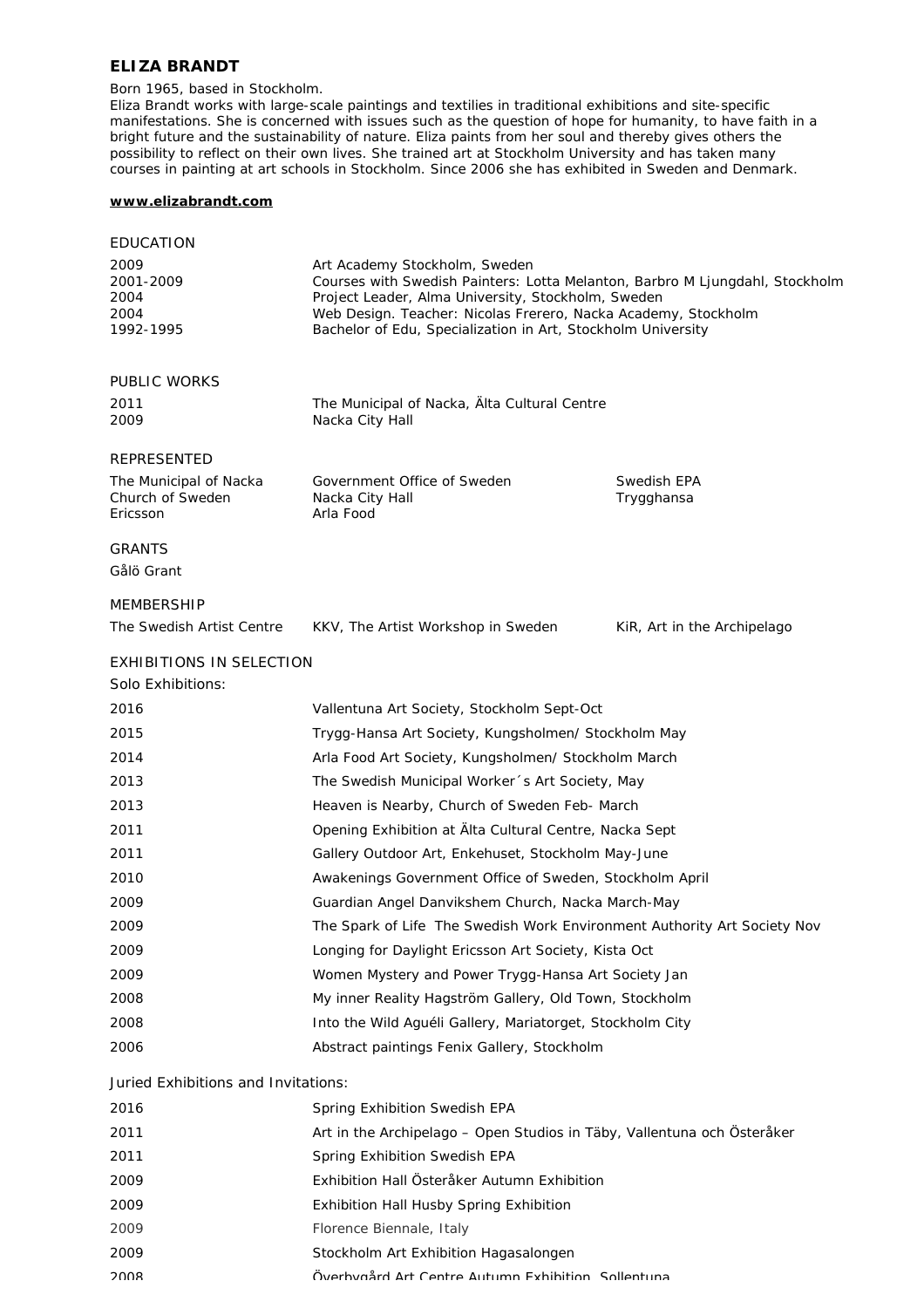# ELIZA BRANDT

Born 1965, based in Stockholm.
Eliza Brandt works with large-scale paintings and textilies in traditional exhibitions and site-specific manifestations. She is concerned with issues such as the question of hope for humanity, to have faith in a bright future and the sustainability of nature. Eliza paints from her soul and thereby gives others the possibility to reflect on their own lives. She trained art at Stockholm University and has taken many courses in painting at art schools in Stockholm. Since 2006 she has exhibited in Sweden and Denmark.

**www.elizabrandt.com**

## EDUCATION

| | |
|---|---|
| 2009 | Art Academy Stockholm, Sweden |
| 2001-2009 | Courses with Swedish Painters: Lotta Melanton, Barbro M Ljungdahl, Stockholm |
| 2004 | Project Leader, Alma University, Stockholm, Sweden |
| 2004 | Web Design. Teacher: Nicolas Frerero, Nacka Academy, Stockholm |
| 1992-1995 | Bachelor of Edu, Specialization in Art, Stockholm University |

## PUBLIC WORKS

| | |
|---|---|
| 2011 | The Municipal of Nacka, Älta Cultural Centre |
| 2009 | Nacka City Hall |

## REPRESENTED

| | | |
|---|---|---|
| The Municipal of Nacka | Government Office of Sweden | Swedish EPA |
| Church of Sweden | Nacka City Hall | Trygghansa |
| Ericsson | Arla Food | |

## GRANTS

Gålö Grant

## MEMBERSHIP

| | | |
|---|---|---|
| The Swedish Artist Centre | KKV, The Artist Workshop in Sweden | KiR, Art in the Archipelago |

## EXHIBITIONS IN SELECTION

Solo Exhibitions:

| | |
|---|---|
| 2016 | Vallentuna Art Society, Stockholm Sept-Oct |
| 2015 | Trygg-Hansa Art Society, Kungsholmen/ Stockholm May |
| 2014 | Arla Food Art Society, Kungsholmen/ Stockholm March |
| 2013 | The Swedish Municipal Worker´s Art Society, May |
| 2013 | Heaven is Nearby, Church of Sweden Feb- March |
| 2011 | Opening Exhibition at Älta Cultural Centre, Nacka Sept |
| 2011 | Gallery Outdoor Art, Enkehuset, Stockholm May-June |
| 2010 | Awakenings Government Office of Sweden, Stockholm April |
| 2009 | Guardian Angel Danvikshem Church, Nacka March-May |
| 2009 | The Spark of Life The Swedish Work Environment Authority Art Society Nov |
| 2009 | Longing for Daylight Ericsson Art Society, Kista Oct |
| 2009 | Women Mystery and Power Trygg-Hansa Art Society Jan |
| 2008 | My inner Reality Hagström Gallery, Old Town, Stockholm |
| 2008 | Into the Wild Aguéli Gallery, Mariatorget, Stockholm City |
| 2006 | Abstract paintings Fenix Gallery, Stockholm |

Juried Exhibitions and Invitations:

| | |
|---|---|
| 2016 | Spring Exhibition Swedish EPA |
| 2011 | Art in the Archipelago – Open Studios in Täby, Vallentuna och Österåker |
| 2011 | Spring Exhibition Swedish EPA |
| 2009 | Exhibition Hall Österåker Autumn Exhibition |
| 2009 | Exhibition Hall Husby Spring Exhibition |
| 2009 | Florence Biennale, Italy |
| 2009 | Stockholm Art Exhibition Hagasalongen |
| 2008 | Överbygård Art Centre Autumn Exhibition, Sollentuna |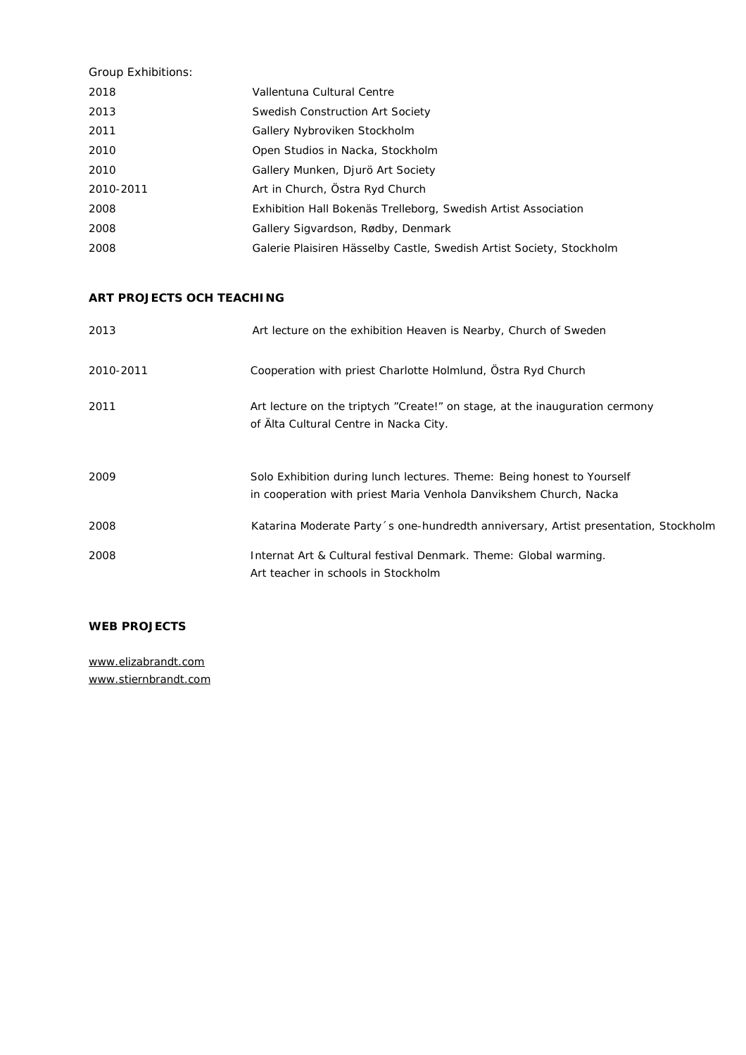Group Exhibitions:

| | |
|---|---|
| 2018 | Vallentuna Cultural Centre |
| 2013 | Swedish Construction Art Society |
| 2011 | Gallery Nybroviken Stockholm |
| 2010 | Open Studios in Nacka, Stockholm |
| 2010 | Gallery Munken, Djurö Art Society |
| 2010-2011 | Art in Church, Östra Ryd Church |
| 2008 | Exhibition Hall Bokenäs Trelleborg, Swedish Artist Association |
| 2008 | Gallery Sigvardson, Rødby, Denmark |
| 2008 | Galerie Plaisiren Hässelby Castle, Swedish Artist Society, Stockholm |

**ART PROJECTS OCH TEACHING**

| | |
|---|---|
| 2013 | Art lecture on the exhibition Heaven is Nearby, Church of Sweden |
| 2010-2011 | Cooperation with priest Charlotte Holmlund, Östra Ryd Church |
| 2011 | Art lecture on the triptych ”Create!” on stage, at the inauguration cermony of Älta Cultural Centre in Nacka City. |
| 2009 | Solo Exhibition during lunch lectures. Theme: Being honest to Yourself in cooperation with priest Maria Venhola Danvikshem Church, Nacka |
| 2008 | Katarina Moderate Party´s one-hundredth anniversary, Artist presentation, Stockholm |
| 2008 | Internat Art & Cultural festival Denmark. Theme: Global warming. Art teacher in schools in Stockholm |

**WEB PROJECTS**

www.elizabrandt.com
www.stiernbrandt.com